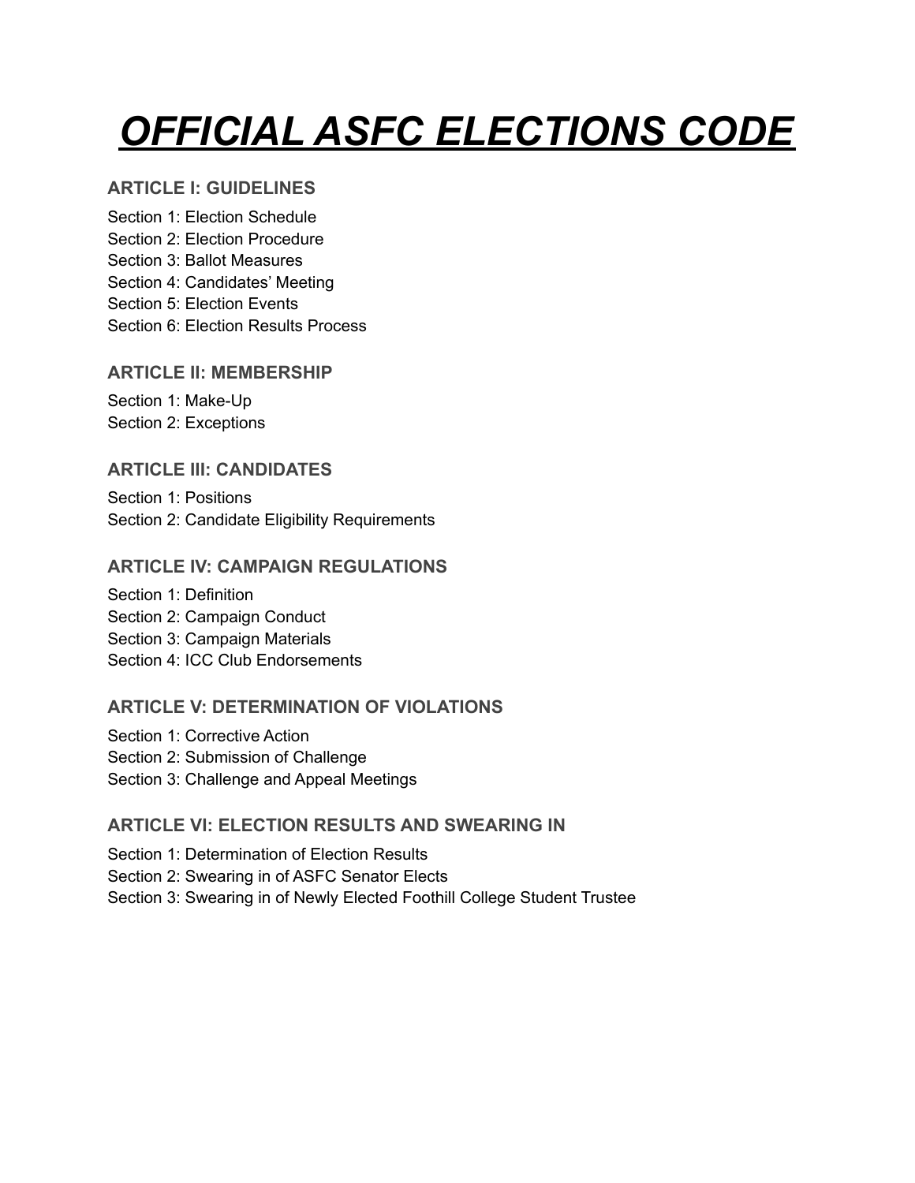# ***OFFICIAL ASFC ELECTIONS CODE***

### ARTICLE I: GUIDELINES

Section 1: Election Schedule
Section 2: Election Procedure
Section 3: Ballot Measures
Section 4: Candidates' Meeting
Section 5: Election Events
Section 6: Election Results Process

### ARTICLE II: MEMBERSHIP

Section 1: Make-Up
Section 2: Exceptions

### ARTICLE III: CANDIDATES

Section 1: Positions
Section 2: Candidate Eligibility Requirements

### ARTICLE IV: CAMPAIGN REGULATIONS

Section 1: Definition
Section 2: Campaign Conduct
Section 3: Campaign Materials
Section 4: ICC Club Endorsements

### ARTICLE V: DETERMINATION OF VIOLATIONS

Section 1: Corrective Action
Section 2: Submission of Challenge
Section 3: Challenge and Appeal Meetings

### ARTICLE VI: ELECTION RESULTS AND SWEARING IN

Section 1: Determination of Election Results
Section 2: Swearing in of ASFC Senator Elects
Section 3: Swearing in of Newly Elected Foothill College Student Trustee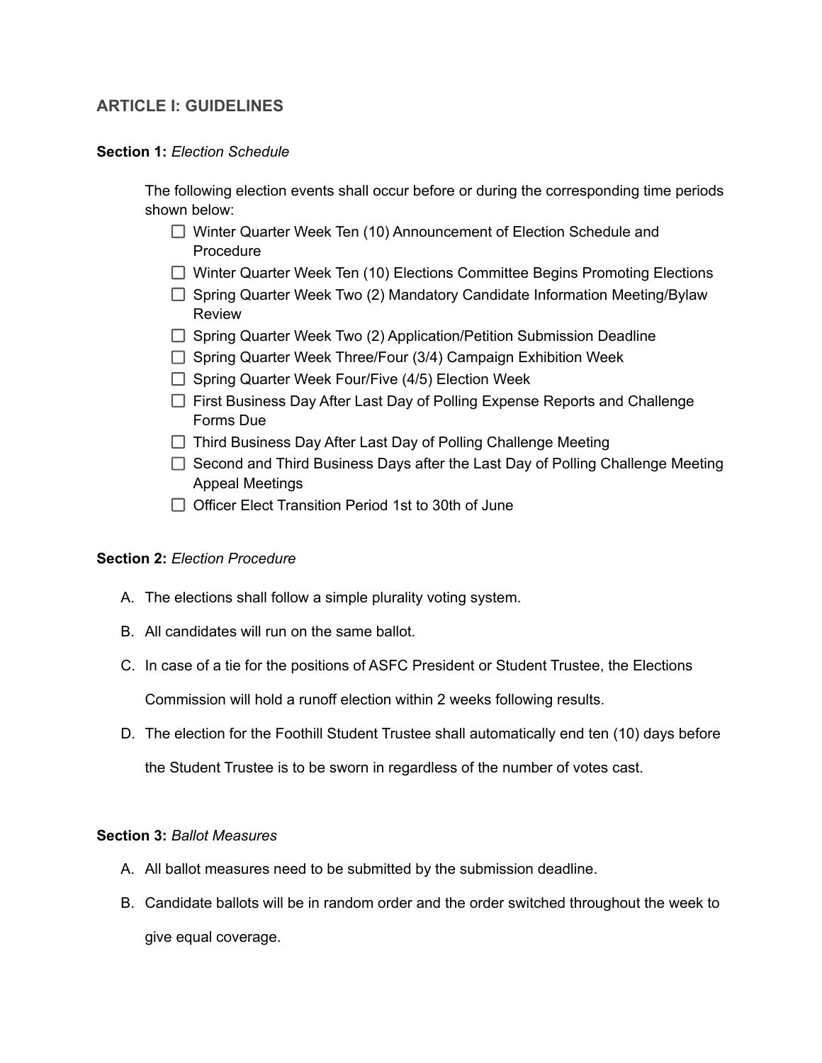## ARTICLE I: GUIDELINES

**Section 1:** *Election Schedule*

The following election events shall occur before or during the corresponding time periods shown below:

- [ ] Winter Quarter Week Ten (10) Announcement of Election Schedule and Procedure
- [ ] Winter Quarter Week Ten (10) Elections Committee Begins Promoting Elections
- [ ] Spring Quarter Week Two (2) Mandatory Candidate Information Meeting/Bylaw Review
- [ ] Spring Quarter Week Two (2) Application/Petition Submission Deadline
- [ ] Spring Quarter Week Three/Four (3/4) Campaign Exhibition Week
- [ ] Spring Quarter Week Four/Five (4/5) Election Week
- [ ] First Business Day After Last Day of Polling Expense Reports and Challenge Forms Due
- [ ] Third Business Day After Last Day of Polling Challenge Meeting
- [ ] Second and Third Business Days after the Last Day of Polling Challenge Meeting Appeal Meetings
- [ ] Officer Elect Transition Period 1st to 30th of June

**Section 2:** *Election Procedure*

A. The elections shall follow a simple plurality voting system.

B. All candidates will run on the same ballot.

C. In case of a tie for the positions of ASFC President or Student Trustee, the Elections Commission will hold a runoff election within 2 weeks following results.

D. The election for the Foothill Student Trustee shall automatically end ten (10) days before the Student Trustee is to be sworn in regardless of the number of votes cast.

**Section 3:** *Ballot Measures*

A. All ballot measures need to be submitted by the submission deadline.

B. Candidate ballots will be in random order and the order switched throughout the week to give equal coverage.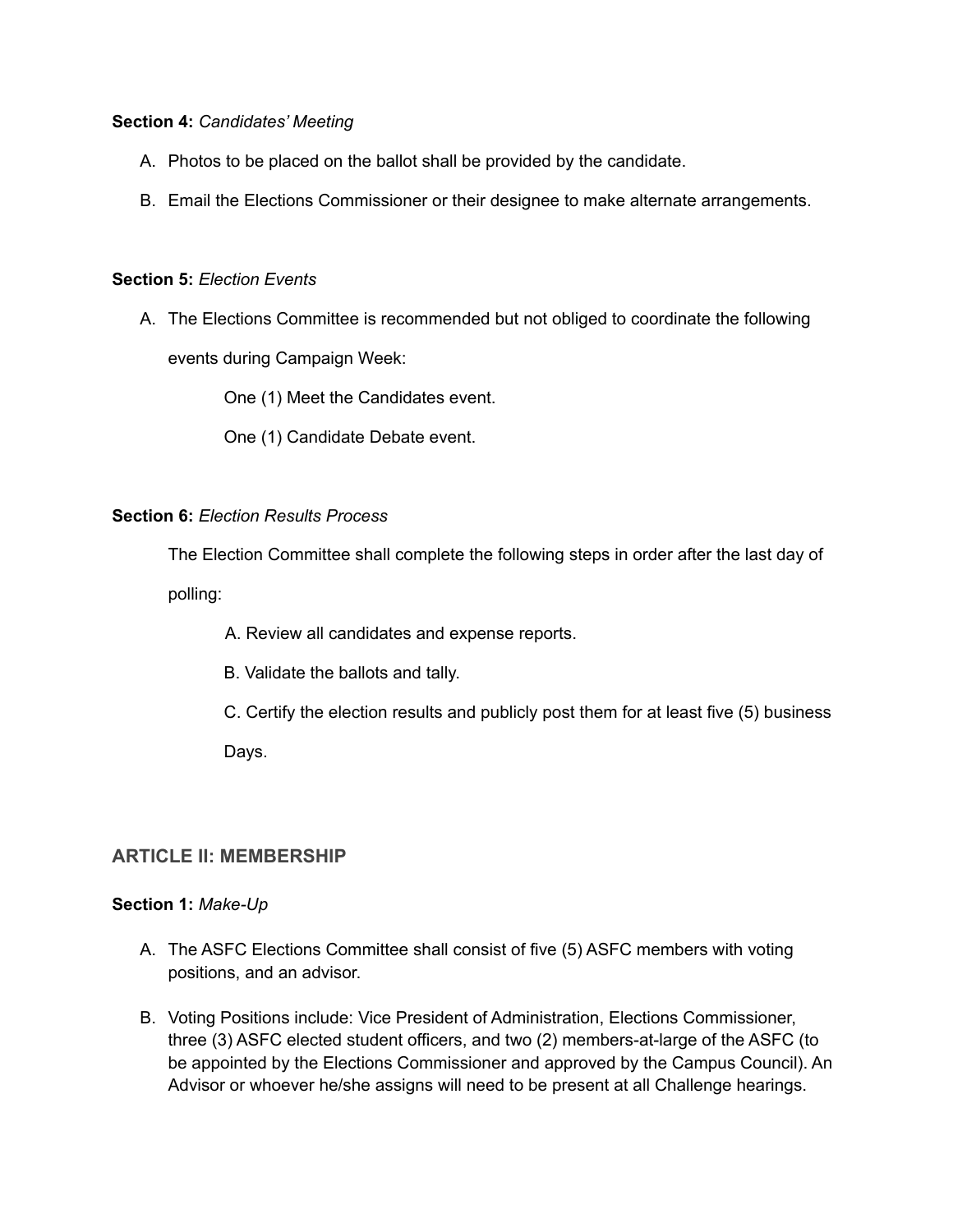**Section 4:** *Candidates' Meeting*

A. Photos to be placed on the ballot shall be provided by the candidate.

B. Email the Elections Commissioner or their designee to make alternate arrangements.

**Section 5:** *Election Events*

A. The Elections Committee is recommended but not obliged to coordinate the following events during Campaign Week:

   One (1) Meet the Candidates event.

   One (1) Candidate Debate event.

**Section 6:** *Election Results Process*

The Election Committee shall complete the following steps in order after the last day of polling:

   A. Review all candidates and expense reports.

   B. Validate the ballots and tally.

   C. Certify the election results and publicly post them for at least five (5) business Days.

## ARTICLE II: MEMBERSHIP

**Section 1:** *Make-Up*

A. The ASFC Elections Committee shall consist of five (5) ASFC members with voting positions, and an advisor.

B. Voting Positions include: Vice President of Administration, Elections Commissioner, three (3) ASFC elected student officers, and two (2) members-at-large of the ASFC (to be appointed by the Elections Commissioner and approved by the Campus Council). An Advisor or whoever he/she assigns will need to be present at all Challenge hearings.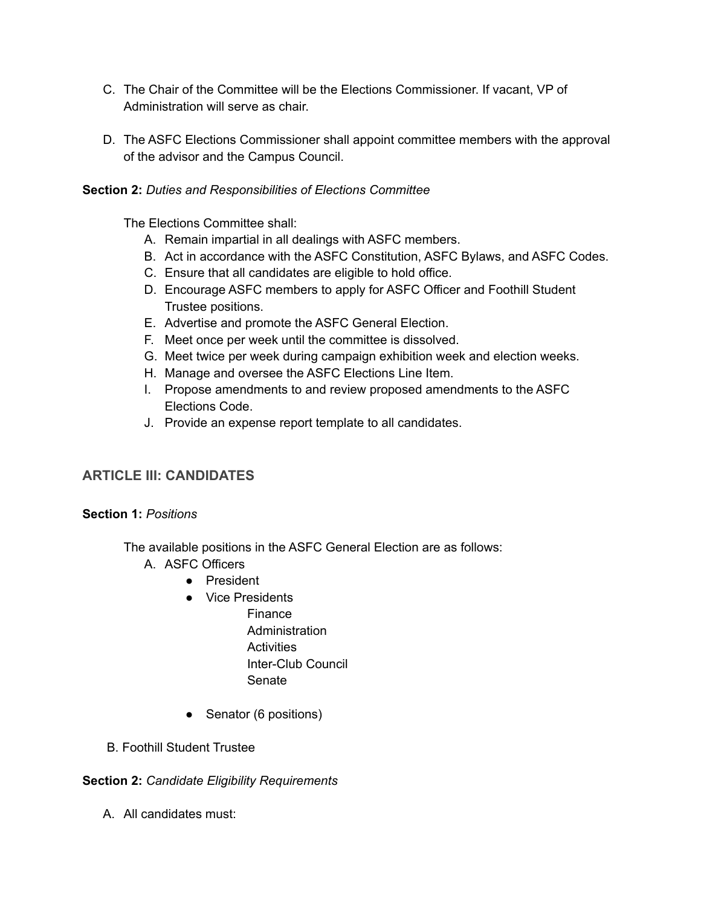C. The Chair of the Committee will be the Elections Commissioner. If vacant, VP of Administration will serve as chair.

D. The ASFC Elections Commissioner shall appoint committee members with the approval of the advisor and the Campus Council.

**Section 2:** *Duties and Responsibilities of Elections Committee*

The Elections Committee shall:

A. Remain impartial in all dealings with ASFC members.
B. Act in accordance with the ASFC Constitution, ASFC Bylaws, and ASFC Codes.
C. Ensure that all candidates are eligible to hold office.
D. Encourage ASFC members to apply for ASFC Officer and Foothill Student Trustee positions.
E. Advertise and promote the ASFC General Election.
F. Meet once per week until the committee is dissolved.
G. Meet twice per week during campaign exhibition week and election weeks.
H. Manage and oversee the ASFC Elections Line Item.
I. Propose amendments to and review proposed amendments to the ASFC Elections Code.
J. Provide an expense report template to all candidates.

## ARTICLE III: CANDIDATES

**Section 1:** *Positions*

The available positions in the ASFC General Election are as follows:

A. ASFC Officers
   - President
   - Vice Presidents
     - Finance
     - Administration
     - Activities
     - Inter-Club Council
     - Senate
   - Senator (6 positions)

B. Foothill Student Trustee

**Section 2:** *Candidate Eligibility Requirements*

A. All candidates must: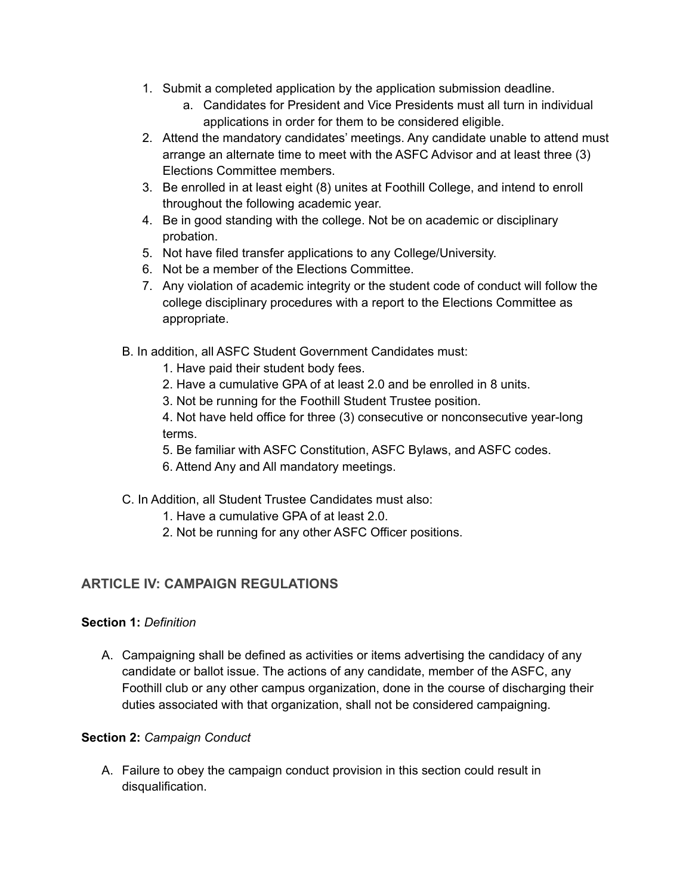1. Submit a completed application by the application submission deadline.
    a. Candidates for President and Vice Presidents must all turn in individual applications in order for them to be considered eligible.
2. Attend the mandatory candidates' meetings. Any candidate unable to attend must arrange an alternate time to meet with the ASFC Advisor and at least three (3) Elections Committee members.
3. Be enrolled in at least eight (8) unites at Foothill College, and intend to enroll throughout the following academic year.
4. Be in good standing with the college. Not be on academic or disciplinary probation.
5. Not have filed transfer applications to any College/University.
6. Not be a member of the Elections Committee.
7. Any violation of academic integrity or the student code of conduct will follow the college disciplinary procedures with a report to the Elections Committee as appropriate.

B. In addition, all ASFC Student Government Candidates must:

1. Have paid their student body fees.
2. Have a cumulative GPA of at least 2.0 and be enrolled in 8 units.
3. Not be running for the Foothill Student Trustee position.
4. Not have held office for three (3) consecutive or nonconsecutive year-long terms.
5. Be familiar with ASFC Constitution, ASFC Bylaws, and ASFC codes.
6. Attend Any and All mandatory meetings.

C. In Addition, all Student Trustee Candidates must also:

1. Have a cumulative GPA of at least 2.0.
2. Not be running for any other ASFC Officer positions.

## ARTICLE IV: CAMPAIGN REGULATIONS

**Section 1:** *Definition*

A. Campaigning shall be defined as activities or items advertising the candidacy of any candidate or ballot issue. The actions of any candidate, member of the ASFC, any Foothill club or any other campus organization, done in the course of discharging their duties associated with that organization, shall not be considered campaigning.

**Section 2:** *Campaign Conduct*

A. Failure to obey the campaign conduct provision in this section could result in disqualification.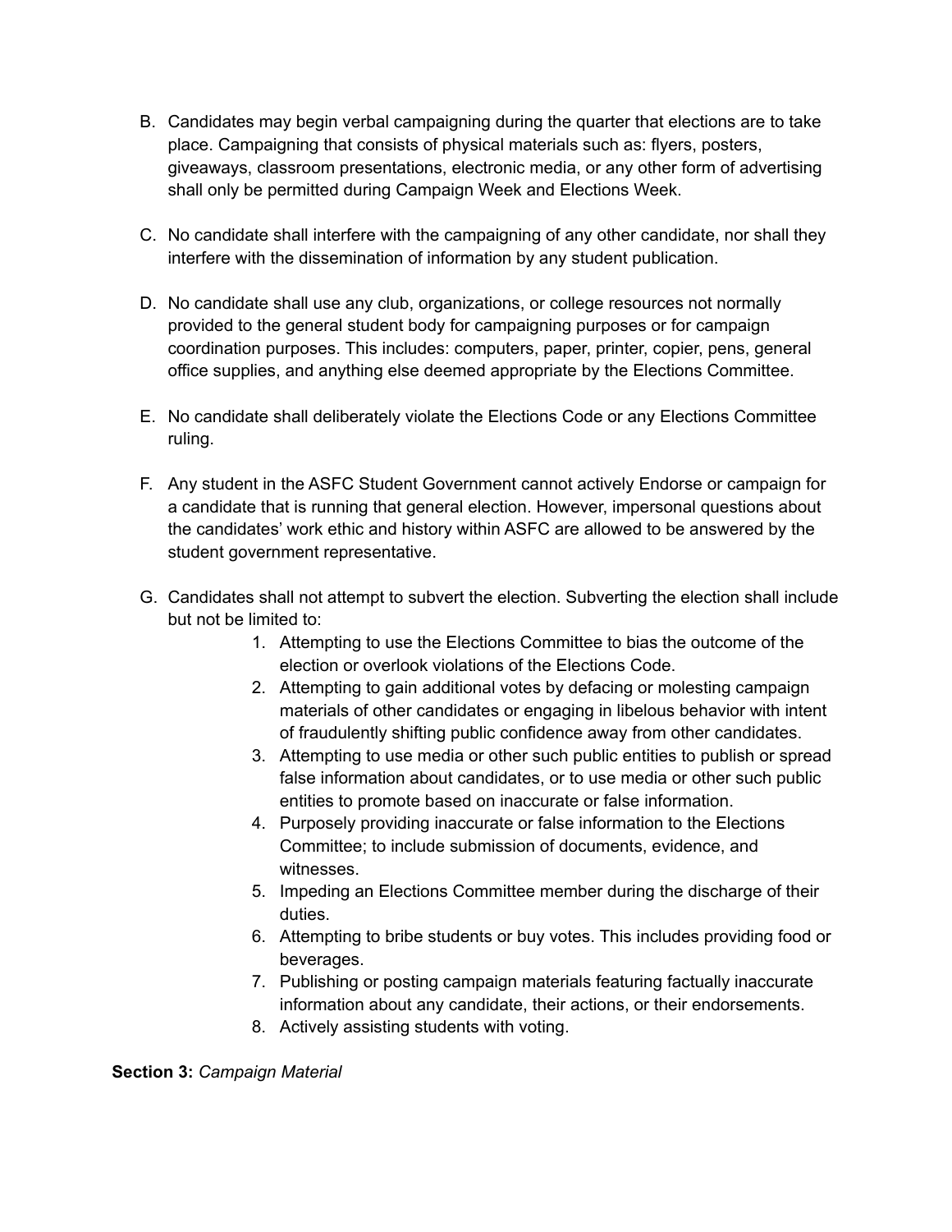B. Candidates may begin verbal campaigning during the quarter that elections are to take place. Campaigning that consists of physical materials such as: flyers, posters, giveaways, classroom presentations, electronic media, or any other form of advertising shall only be permitted during Campaign Week and Elections Week.

C. No candidate shall interfere with the campaigning of any other candidate, nor shall they interfere with the dissemination of information by any student publication.

D. No candidate shall use any club, organizations, or college resources not normally provided to the general student body for campaigning purposes or for campaign coordination purposes. This includes: computers, paper, printer, copier, pens, general office supplies, and anything else deemed appropriate by the Elections Committee.

E. No candidate shall deliberately violate the Elections Code or any Elections Committee ruling.

F. Any student in the ASFC Student Government cannot actively Endorse or campaign for a candidate that is running that general election. However, impersonal questions about the candidates' work ethic and history within ASFC are allowed to be answered by the student government representative.

G. Candidates shall not attempt to subvert the election. Subverting the election shall include but not be limited to:
   1. Attempting to use the Elections Committee to bias the outcome of the election or overlook violations of the Elections Code.
   2. Attempting to gain additional votes by defacing or molesting campaign materials of other candidates or engaging in libelous behavior with intent of fraudulently shifting public confidence away from other candidates.
   3. Attempting to use media or other such public entities to publish or spread false information about candidates, or to use media or other such public entities to promote based on inaccurate or false information.
   4. Purposely providing inaccurate or false information to the Elections Committee; to include submission of documents, evidence, and witnesses.
   5. Impeding an Elections Committee member during the discharge of their duties.
   6. Attempting to bribe students or buy votes. This includes providing food or beverages.
   7. Publishing or posting campaign materials featuring factually inaccurate information about any candidate, their actions, or their endorsements.
   8. Actively assisting students with voting.

**Section 3:** *Campaign Material*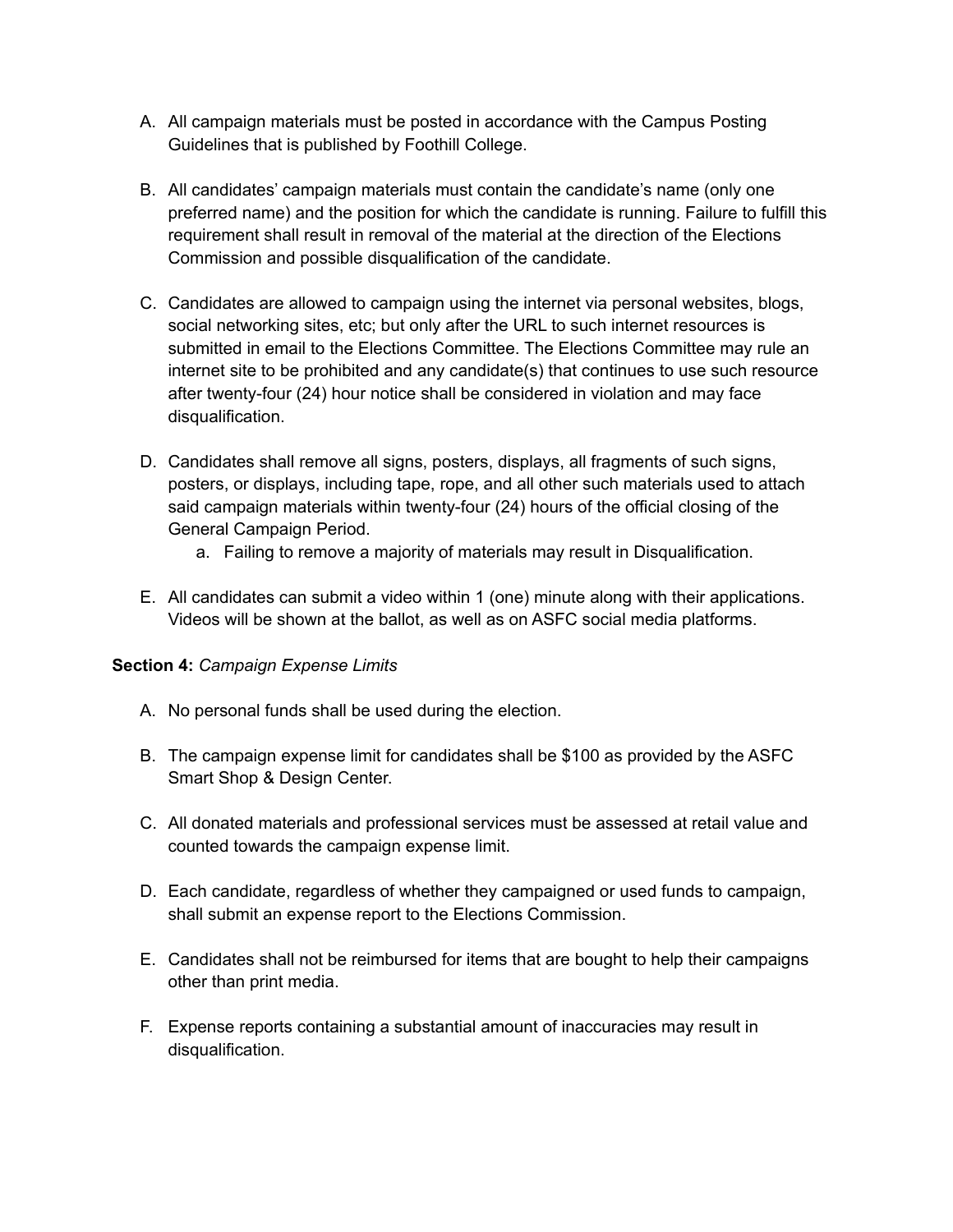A. All campaign materials must be posted in accordance with the Campus Posting Guidelines that is published by Foothill College.

B. All candidates' campaign materials must contain the candidate's name (only one preferred name) and the position for which the candidate is running. Failure to fulfill this requirement shall result in removal of the material at the direction of the Elections Commission and possible disqualification of the candidate.

C. Candidates are allowed to campaign using the internet via personal websites, blogs, social networking sites, etc; but only after the URL to such internet resources is submitted in email to the Elections Committee. The Elections Committee may rule an internet site to be prohibited and any candidate(s) that continues to use such resource after twenty-four (24) hour notice shall be considered in violation and may face disqualification.

D. Candidates shall remove all signs, posters, displays, all fragments of such signs, posters, or displays, including tape, rope, and all other such materials used to attach said campaign materials within twenty-four (24) hours of the official closing of the General Campaign Period.
   a. Failing to remove a majority of materials may result in Disqualification.

E. All candidates can submit a video within 1 (one) minute along with their applications. Videos will be shown at the ballot, as well as on ASFC social media platforms.

**Section 4:** *Campaign Expense Limits*

A. No personal funds shall be used during the election.

B. The campaign expense limit for candidates shall be $100 as provided by the ASFC Smart Shop & Design Center.

C. All donated materials and professional services must be assessed at retail value and counted towards the campaign expense limit.

D. Each candidate, regardless of whether they campaigned or used funds to campaign, shall submit an expense report to the Elections Commission.

E. Candidates shall not be reimbursed for items that are bought to help their campaigns other than print media.

F. Expense reports containing a substantial amount of inaccuracies may result in disqualification.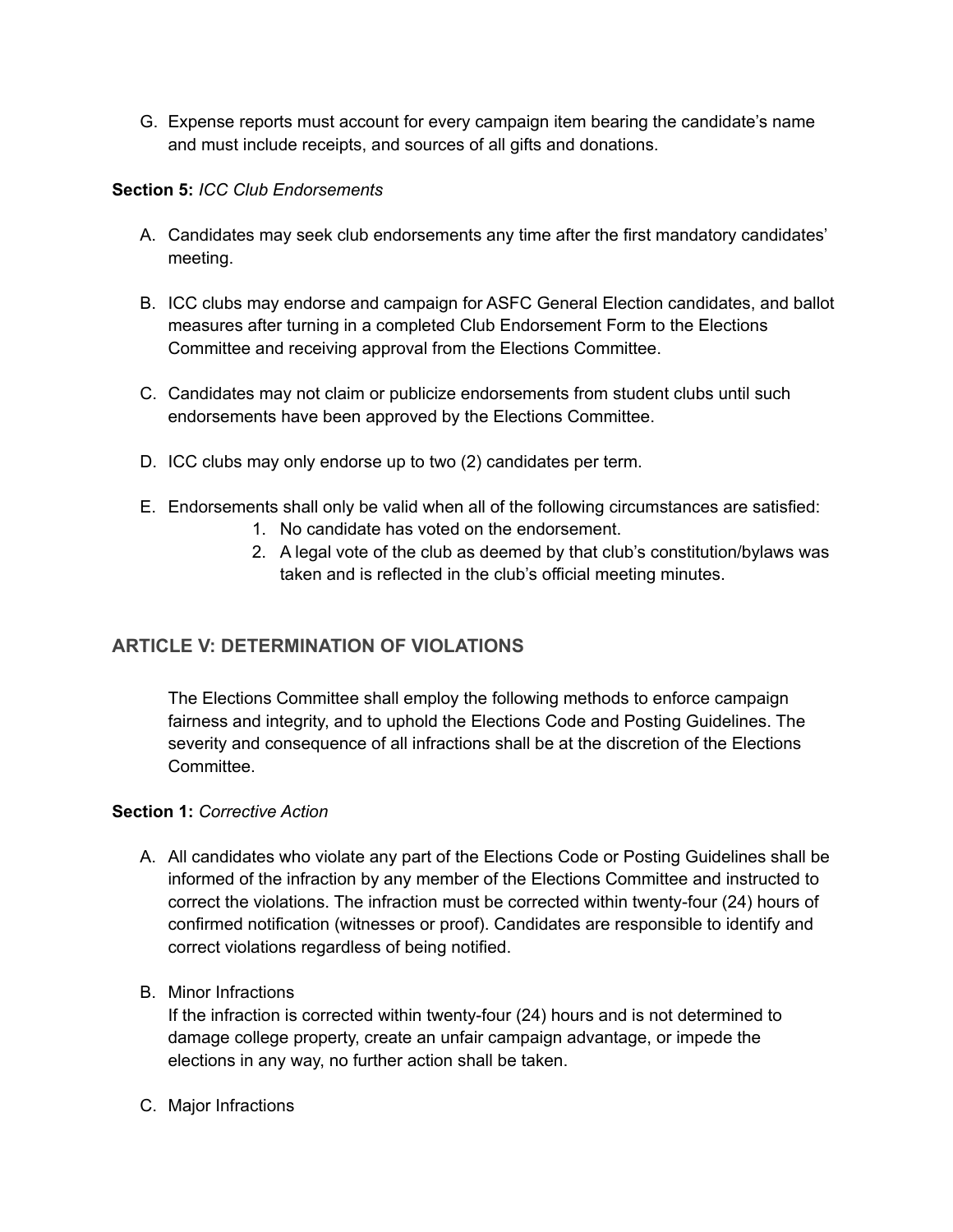G. Expense reports must account for every campaign item bearing the candidate's name and must include receipts, and sources of all gifts and donations.

**Section 5:** *ICC Club Endorsements*

A. Candidates may seek club endorsements any time after the first mandatory candidates' meeting.

B. ICC clubs may endorse and campaign for ASFC General Election candidates, and ballot measures after turning in a completed Club Endorsement Form to the Elections Committee and receiving approval from the Elections Committee.

C. Candidates may not claim or publicize endorsements from student clubs until such endorsements have been approved by the Elections Committee.

D. ICC clubs may only endorse up to two (2) candidates per term.

E. Endorsements shall only be valid when all of the following circumstances are satisfied:
   1. No candidate has voted on the endorsement.
   2. A legal vote of the club as deemed by that club's constitution/bylaws was taken and is reflected in the club's official meeting minutes.

## ARTICLE V: DETERMINATION OF VIOLATIONS

The Elections Committee shall employ the following methods to enforce campaign fairness and integrity, and to uphold the Elections Code and Posting Guidelines. The severity and consequence of all infractions shall be at the discretion of the Elections Committee.

**Section 1:** *Corrective Action*

A. All candidates who violate any part of the Elections Code or Posting Guidelines shall be informed of the infraction by any member of the Elections Committee and instructed to correct the violations. The infraction must be corrected within twenty-four (24) hours of confirmed notification (witnesses or proof). Candidates are responsible to identify and correct violations regardless of being notified.

B. Minor Infractions
   If the infraction is corrected within twenty-four (24) hours and is not determined to damage college property, create an unfair campaign advantage, or impede the elections in any way, no further action shall be taken.

C. Major Infractions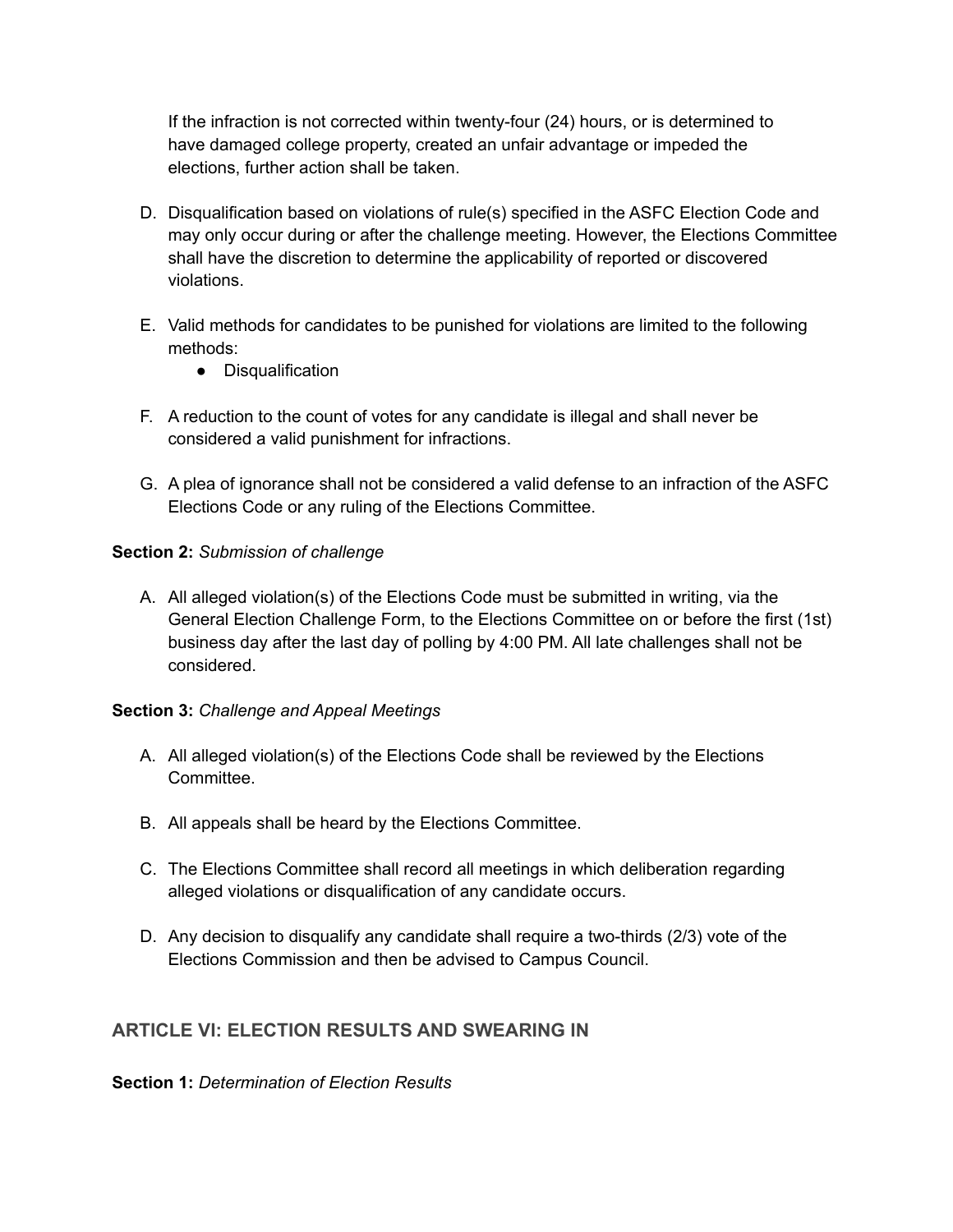If the infraction is not corrected within twenty-four (24) hours, or is determined to have damaged college property, created an unfair advantage or impeded the elections, further action shall be taken.

D. Disqualification based on violations of rule(s) specified in the ASFC Election Code and may only occur during or after the challenge meeting. However, the Elections Committee shall have the discretion to determine the applicability of reported or discovered violations.

E. Valid methods for candidates to be punished for violations are limited to the following methods:
   - Disqualification

F. A reduction to the count of votes for any candidate is illegal and shall never be considered a valid punishment for infractions.

G. A plea of ignorance shall not be considered a valid defense to an infraction of the ASFC Elections Code or any ruling of the Elections Committee.

**Section 2:** *Submission of challenge*

A. All alleged violation(s) of the Elections Code must be submitted in writing, via the General Election Challenge Form, to the Elections Committee on or before the first (1st) business day after the last day of polling by 4:00 PM. All late challenges shall not be considered.

**Section 3:** *Challenge and Appeal Meetings*

A. All alleged violation(s) of the Elections Code shall be reviewed by the Elections Committee.

B. All appeals shall be heard by the Elections Committee.

C. The Elections Committee shall record all meetings in which deliberation regarding alleged violations or disqualification of any candidate occurs.

D. Any decision to disqualify any candidate shall require a two-thirds (2/3) vote of the Elections Commission and then be advised to Campus Council.

## ARTICLE VI: ELECTION RESULTS AND SWEARING IN

**Section 1:** *Determination of Election Results*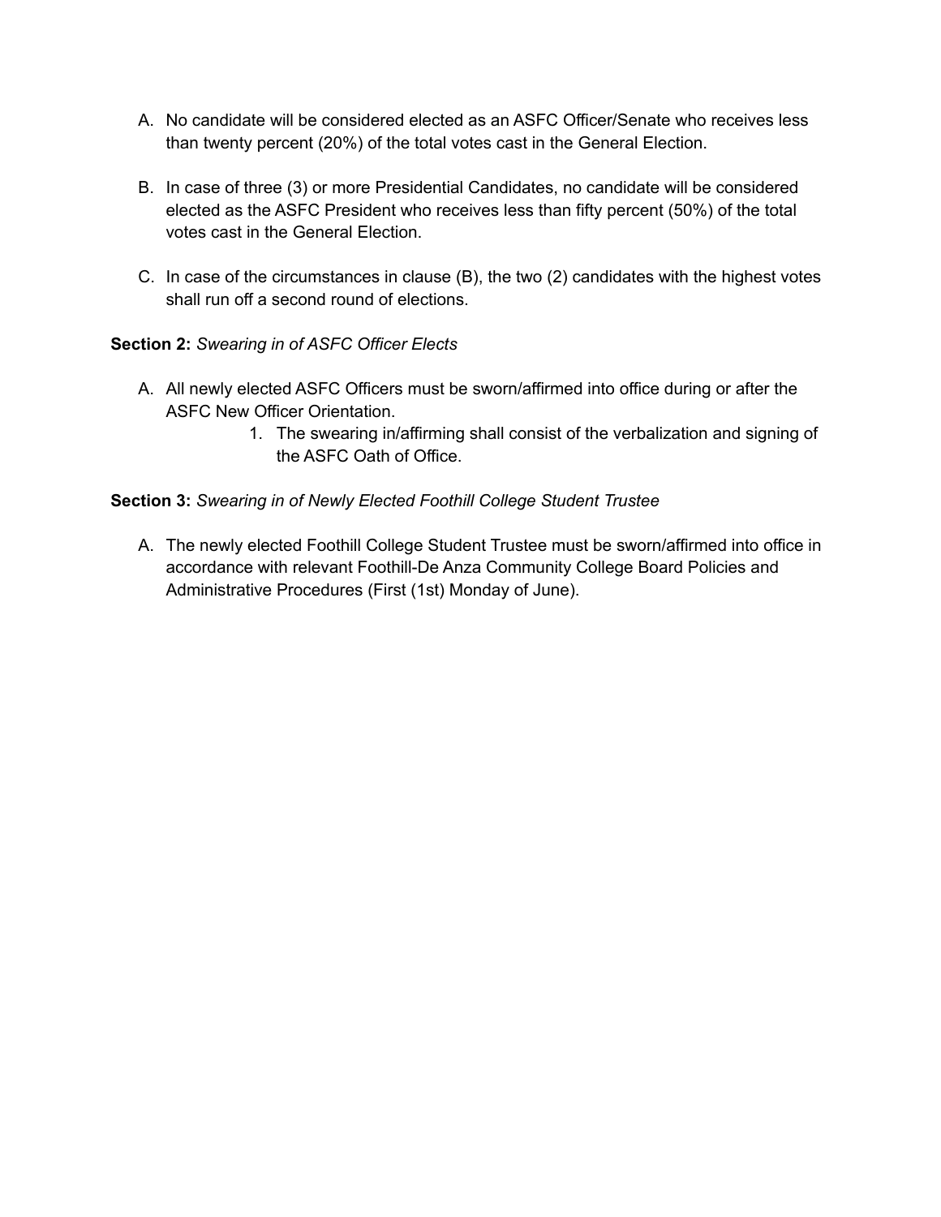A. No candidate will be considered elected as an ASFC Officer/Senate who receives less than twenty percent (20%) of the total votes cast in the General Election.

B. In case of three (3) or more Presidential Candidates, no candidate will be considered elected as the ASFC President who receives less than fifty percent (50%) of the total votes cast in the General Election.

C. In case of the circumstances in clause (B), the two (2) candidates with the highest votes shall run off a second round of elections.

**Section 2:** *Swearing in of ASFC Officer Elects*

A. All newly elected ASFC Officers must be sworn/affirmed into office during or after the ASFC New Officer Orientation.
    1. The swearing in/affirming shall consist of the verbalization and signing of the ASFC Oath of Office.

**Section 3:** *Swearing in of Newly Elected Foothill College Student Trustee*

A. The newly elected Foothill College Student Trustee must be sworn/affirmed into office in accordance with relevant Foothill-De Anza Community College Board Policies and Administrative Procedures (First (1st) Monday of June).